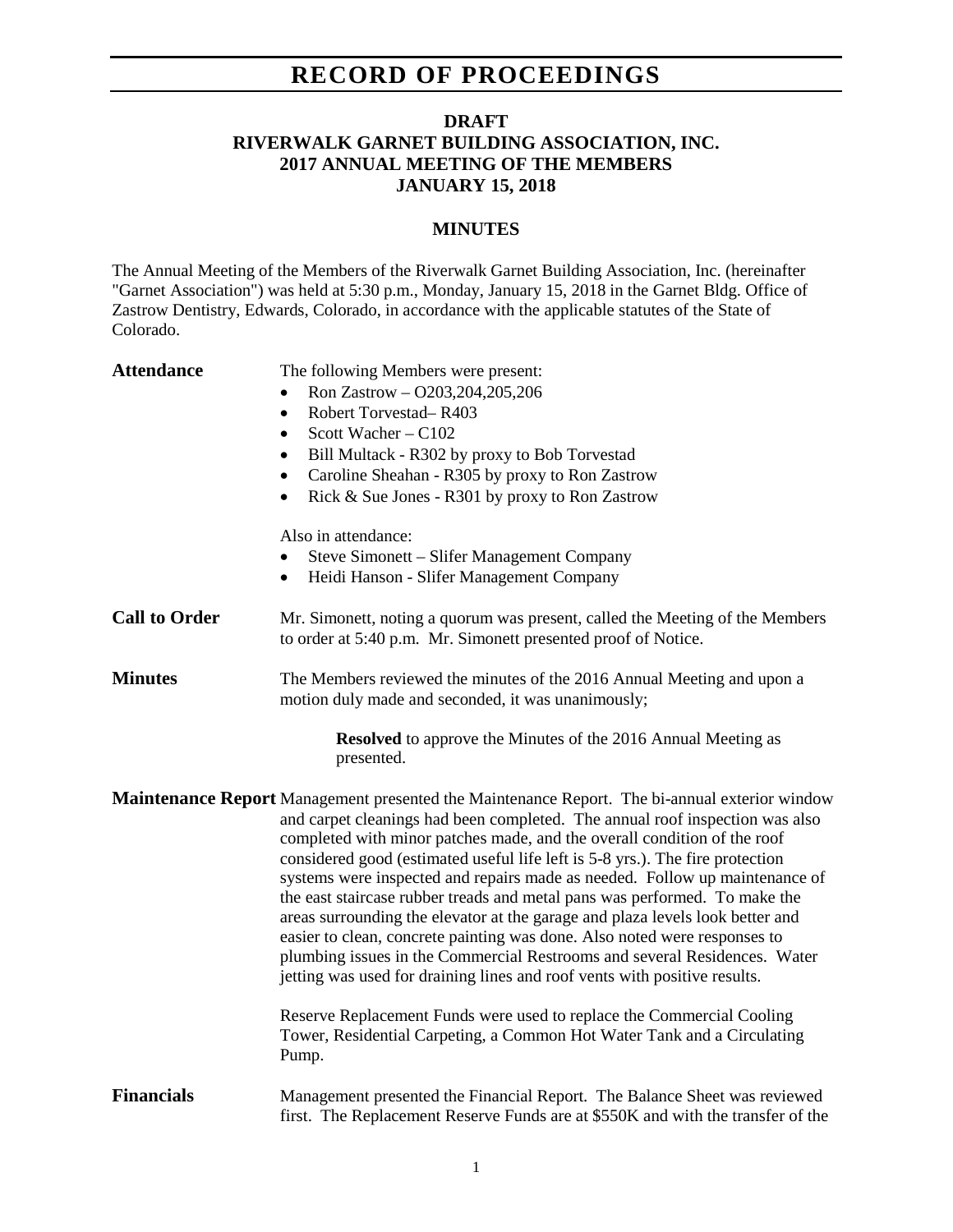# RECORD OF PROCEEDINGS

**DRAFT**
**RIVERWALK GARNET BUILDING ASSOCIATION, INC.**
**2017 ANNUAL MEETING OF THE MEMBERS**
**JANUARY 15, 2018**

**MINUTES**

The Annual Meeting of the Members of the Riverwalk Garnet Building Association, Inc. (hereinafter "Garnet Association") was held at 5:30 p.m., Monday, January 15, 2018 in the Garnet Bldg. Office of Zastrow Dentistry, Edwards, Colorado, in accordance with the applicable statutes of the State of Colorado.

**Attendance**

The following Members were present:

- Ron Zastrow – O203,204,205,206
- Robert Torvestad– R403
- Scott Wacher – C102
- Bill Multack - R302 by proxy to Bob Torvestad
- Caroline Sheahan - R305 by proxy to Ron Zastrow
- Rick & Sue Jones - R301 by proxy to Ron Zastrow

Also in attendance:

- Steve Simonett – Slifer Management Company
- Heidi Hanson - Slifer Management Company

**Call to Order**

Mr. Simonett, noting a quorum was present, called the Meeting of the Members to order at 5:40 p.m. Mr. Simonett presented proof of Notice.

**Minutes**

The Members reviewed the minutes of the 2016 Annual Meeting and upon a motion duly made and seconded, it was unanimously;

> **Resolved** to approve the Minutes of the 2016 Annual Meeting as presented.

**Maintenance Report**

Management presented the Maintenance Report. The bi-annual exterior window and carpet cleanings had been completed. The annual roof inspection was also completed with minor patches made, and the overall condition of the roof considered good (estimated useful life left is 5-8 yrs.). The fire protection systems were inspected and repairs made as needed. Follow up maintenance of the east staircase rubber treads and metal pans was performed. To make the areas surrounding the elevator at the garage and plaza levels look better and easier to clean, concrete painting was done. Also noted were responses to plumbing issues in the Commercial Restrooms and several Residences. Water jetting was used for draining lines and roof vents with positive results.

Reserve Replacement Funds were used to replace the Commercial Cooling Tower, Residential Carpeting, a Common Hot Water Tank and a Circulating Pump.

**Financials**

Management presented the Financial Report. The Balance Sheet was reviewed first. The Replacement Reserve Funds are at $550K and with the transfer of the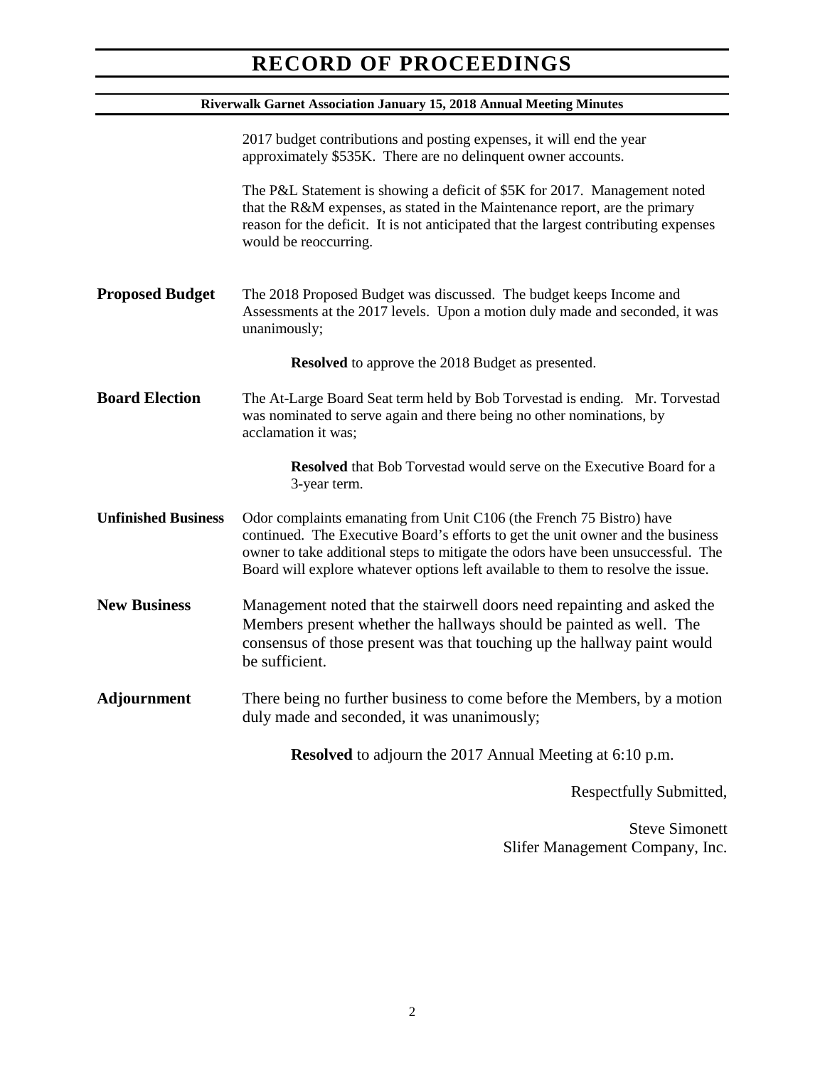# RECORD OF PROCEEDINGS

**Riverwalk Garnet Association January 15, 2018 Annual Meeting Minutes**

2017 budget contributions and posting expenses, it will end the year approximately $535K. There are no delinquent owner accounts.

The P&L Statement is showing a deficit of $5K for 2017. Management noted that the R&M expenses, as stated in the Maintenance report, are the primary reason for the deficit. It is not anticipated that the largest contributing expenses would be reoccurring.

**Proposed Budget**

The 2018 Proposed Budget was discussed. The budget keeps Income and Assessments at the 2017 levels. Upon a motion duly made and seconded, it was unanimously;

**Resolved** to approve the 2018 Budget as presented.

**Board Election**

The At-Large Board Seat term held by Bob Torvestad is ending. Mr. Torvestad was nominated to serve again and there being no other nominations, by acclamation it was;

**Resolved** that Bob Torvestad would serve on the Executive Board for a 3-year term.

**Unfinished Business**

Odor complaints emanating from Unit C106 (the French 75 Bistro) have continued. The Executive Board's efforts to get the unit owner and the business owner to take additional steps to mitigate the odors have been unsuccessful. The Board will explore whatever options left available to them to resolve the issue.

**New Business**

Management noted that the stairwell doors need repainting and asked the Members present whether the hallways should be painted as well. The consensus of those present was that touching up the hallway paint would be sufficient.

**Adjournment**

There being no further business to come before the Members, by a motion duly made and seconded, it was unanimously;

**Resolved** to adjourn the 2017 Annual Meeting at 6:10 p.m.

Respectfully Submitted,

Steve Simonett
Slifer Management Company, Inc.